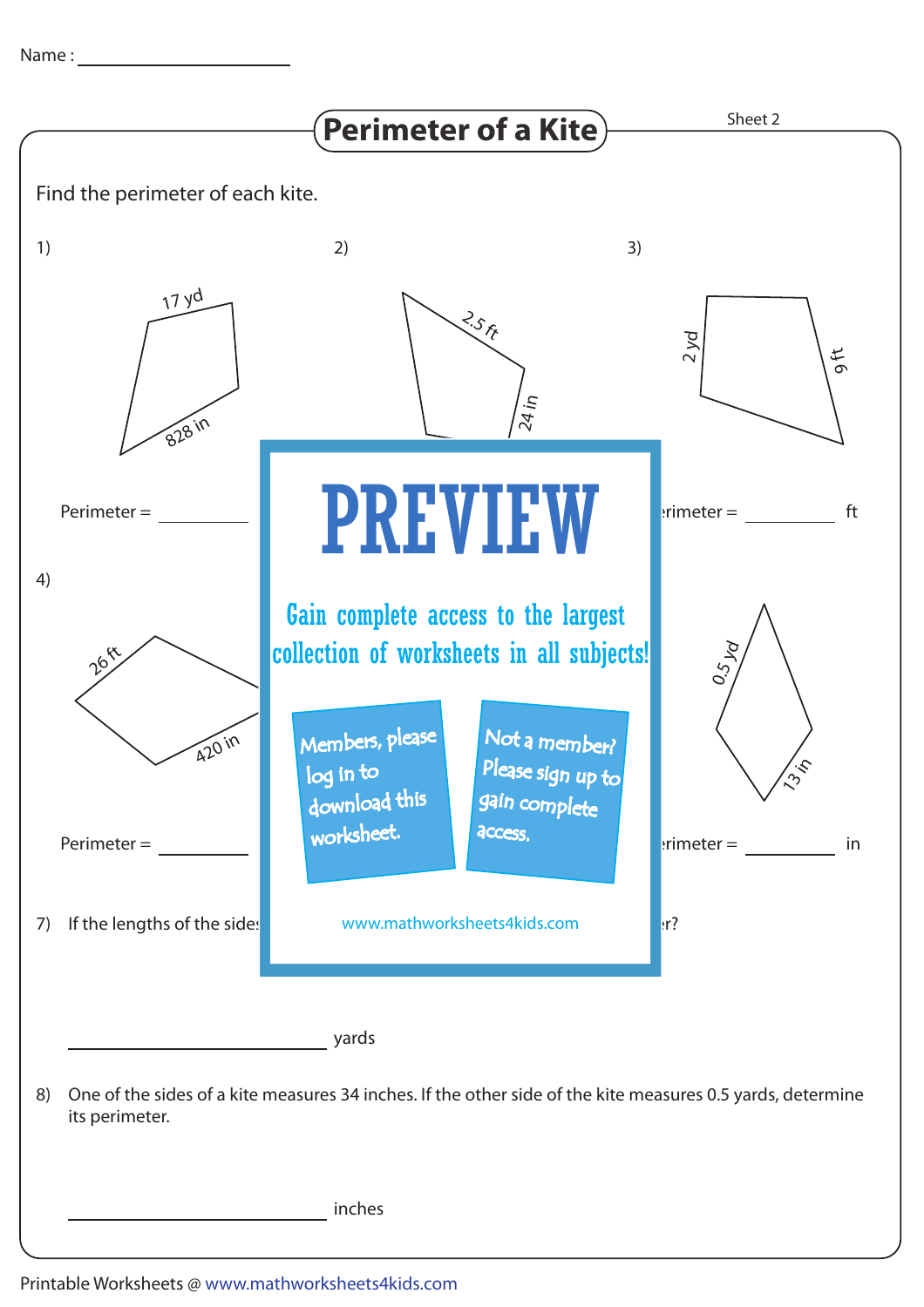Name : ____________________

# Perimeter of a Kite

Sheet 2

Find the perimeter of each kite.

1)

17 yd

828 in

Perimeter = ________

2)

2.5 ft

24 in

3)

2 yd

9 ft

Perimeter = ________ ft

4)

26 ft

420 in

Perimeter = ________

0.5 yd

13 in

Perimeter = ________ in

PREVIEW

Gain complete access to the largest collection of worksheets in all subjects!

Members, please log in to download this worksheet.

Not a member? Please sign up to gain complete access.

www.mathworksheets4kids.com

7) If the lengths of the sides ... r?

________________________ yards

8) One of the sides of a kite measures 34 inches. If the other side of the kite measures 0.5 yards, determine its perimeter.

________________________ inches

Printable Worksheets @ www.mathworksheets4kids.com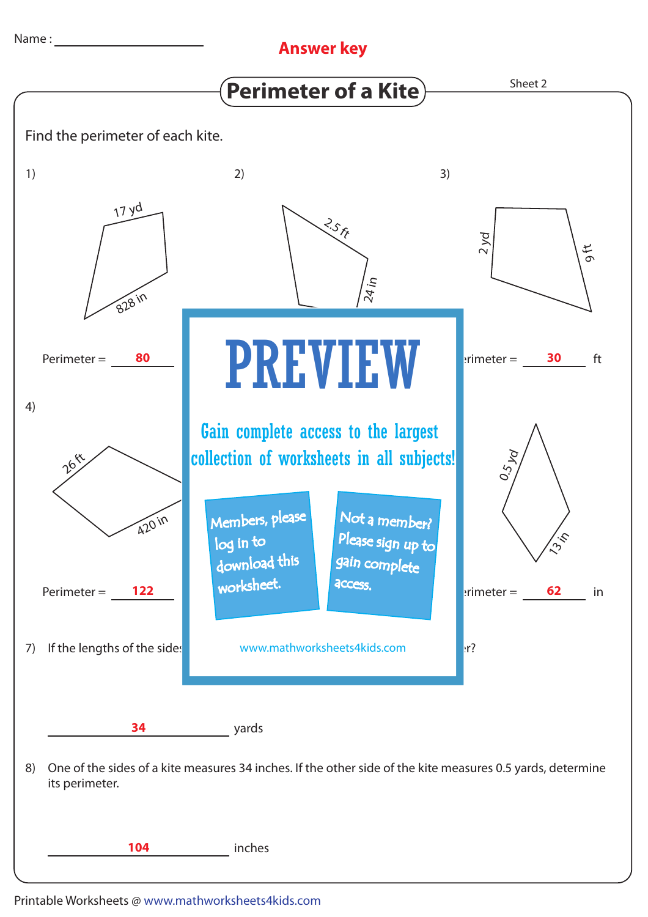Name : ____________________

**Answer key**

# Perimeter of a Kite

Sheet 2

Find the perimeter of each kite.

1)

17 yd

828 in

Perimeter = **80**

2)

2.5 ft

24 in

3)

2 yd

9 ft

Perimeter = **30** ft

4)

26 ft

420 in

Perimeter = **122**

0.5 yd

13 in

Perimeter = **62** in

# PREVIEW

Gain complete access to the largest collection of worksheets in all subjects!

Members, please log in to download this worksheet.

Not a member? Please sign up to gain complete access.

www.mathworksheets4kids.com

7) If the lengths of the sides ... r?

**34** yards

8) One of the sides of a kite measures 34 inches. If the other side of the kite measures 0.5 yards, determine its perimeter.

**104** inches

Printable Worksheets @ www.mathworksheets4kids.com